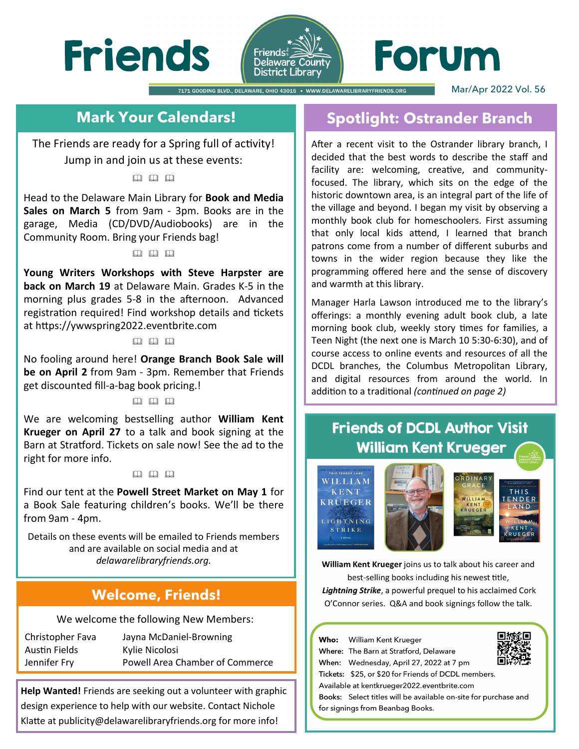# Friends Forum

7171 GOODING BLVD., DELAWARE, OHIO 43015 • WWW.DELAWARELIBRARYFRIENDS.ORG

Mar/Apr 2022 Vol. 56

## Mark Your Calendars!

The Friends are ready for a Spring full of activity! Jump in and join us at these events:

Head to the Delaware Main Library for **Book and Media Sales on March 5** from 9am - 3pm. Books are in the garage, Media (CD/DVD/Audiobooks) are in the Community Room. Bring your Friends bag!

**Young Writers Workshops with Steve Harpster are back on March 19** at Delaware Main. Grades K-5 in the morning plus grades 5-8 in the afternoon. Advanced registration required! Find workshop details and tickets at https://ywwspring2022.eventbrite.com

No fooling around here! **Orange Branch Book Sale will be on April 2** from 9am - 3pm. Remember that Friends get discounted fill-a-bag book pricing.!

We are welcoming bestselling author **William Kent Krueger on April 27** to a talk and book signing at the Barn at Stratford. Tickets on sale now! See the ad to the right for more info.

Find our tent at the **Powell Street Market on May 1** for a Book Sale featuring children's books. We'll be there from 9am - 4pm.

Details on these events will be emailed to Friends members and are available on social media and at *delawarelibraryfriends.org.*

## Welcome, Friends!

We welcome the following New Members:

Christopher Fava
Austin Fields
Jennifer Fry
Jayna McDaniel-Browning
Kylie Nicolosi
Powell Area Chamber of Commerce

**Help Wanted!** Friends are seeking out a volunteer with graphic design experience to help with our website. Contact Nichole Klatte at publicity@delawarelibraryfriends.org for more info!

## Spotlight: Ostrander Branch

After a recent visit to the Ostrander library branch, I decided that the best words to describe the staff and facility are: welcoming, creative, and community-focused. The library, which sits on the edge of the historic downtown area, is an integral part of the life of the village and beyond. I began my visit by observing a monthly book club for homeschoolers. First assuming that only local kids attend, I learned that branch patrons come from a number of different suburbs and towns in the wider region because they like the programming offered here and the sense of discovery and warmth at this library.

Manager Harla Lawson introduced me to the library's offerings: a monthly evening adult book club, a late morning book club, weekly story times for families, a Teen Night (the next one is March 10 5:30-6:30), and of course access to online events and resources of all the DCDL branches, the Columbus Metropolitan Library, and digital resources from around the world. In addition to a traditional *(continued on page 2)*

## Friends of DCDL Author Visit William Kent Krueger

**William Kent Krueger** joins us to talk about his career and best-selling books including his newest title, ***Lightning Strike***, a powerful prequel to his acclaimed Cork O'Connor series. Q&A and book signings follow the talk.

**Who:** William Kent Krueger
**Where:** The Barn at Stratford, Delaware
**When:** Wednesday, April 27, 2022 at 7 pm
**Tickets:** $25, or $20 for Friends of DCDL members. Available at kentkrueger2022.eventbrite.com
**Books:** Select titles will be available on-site for purchase and for signings from Beanbag Books.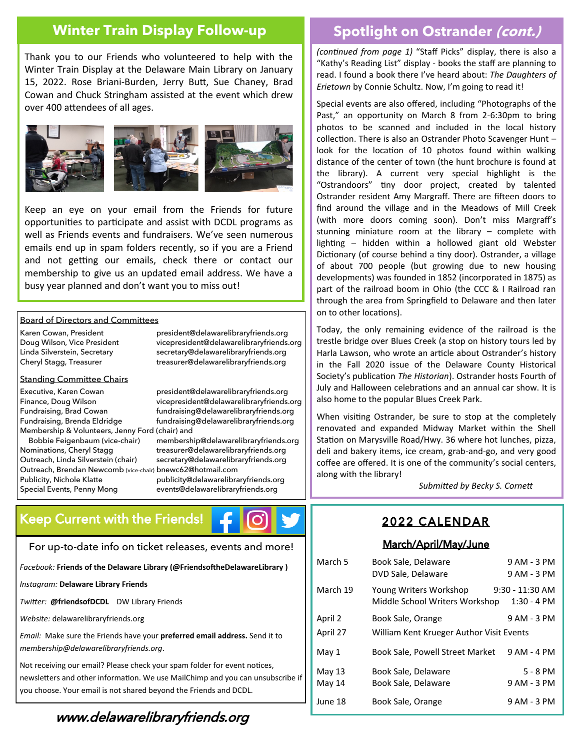## Winter Train Display Follow-up

Thank you to our Friends who volunteered to help with the Winter Train Display at the Delaware Main Library on January 15, 2022. Rose Briani-Burden, Jerry Butt, Sue Chaney, Brad Cowan and Chuck Stringham assisted at the event which drew over 400 attendees of all ages.

Keep an eye on your email from the Friends for future opportunities to participate and assist with DCDL programs as well as Friends events and fundraisers. We've seen numerous emails end up in spam folders recently, so if you are a Friend and not getting our emails, check there or contact our membership to give us an updated email address. We have a busy year planned and don't want you to miss out!

### Board of Directors and Committees

| | |
|---|---|
| Karen Cowan, President | president@delawarelibraryfriends.org |
| Doug Wilson, Vice President | vicepresident@delawarelibraryfriends.org |
| Linda Silverstein, Secretary | secretary@delawarelibraryfriends.org |
| Cheryl Stagg, Treasurer | treasurer@delawarelibraryfriends.org |

### Standing Committee Chairs

| | |
|---|---|
| Executive, Karen Cowan | president@delawarelibraryfriends.org |
| Finance, Doug Wilson | vicepresident@delawarelibraryfriends.org |
| Fundraising, Brad Cowan | fundraising@delawarelibraryfriends.org |
| Fundraising, Brenda Eldridge | fundraising@delawarelibraryfriends.org |
| Membership & Volunteers, Jenny Ford (chair) and Bobbie Feigenbaum (vice-chair) | membership@delawarelibraryfriends.org |
| Nominations, Cheryl Stagg | treasurer@delawarelibraryfriends.org |
| Outreach, Linda Silverstein (chair) | secretary@delawarelibraryfriends.org |
| Outreach, Brendan Newcomb (vice-chair) | bnewc62@hotmail.com |
| Publicity, Nichole Klatte | publicity@delawarelibraryfriends.org |
| Special Events, Penny Mong | events@delawarelibraryfriends.org |

## Keep Current with the Friends!

For up-to-date info on ticket releases, events and more!

*Facebook:* **Friends of the Delaware Library (@FriendsoftheDelawareLibrary )**

*Instagram:* **Delaware Library Friends**

*Twitter:* **@friendsofDCDL** DW Library Friends

*Website:* delawarelibraryfriends.org

*Email:* Make sure the Friends have your **preferred email address.** Send it to *membership@delawarelibraryfriends.org*.

Not receiving our email? Please check your spam folder for event notices, newsletters and other information. We use MailChimp and you can unsubscribe if you choose. Your email is not shared beyond the Friends and DCDL.

*www.delawarelibraryfriends.org*

## Spotlight on Ostrander *(cont.)*

*(continued from page 1)* "Staff Picks" display, there is also a "Kathy's Reading List" display - books the staff are planning to read. I found a book there I've heard about: *The Daughters of Erietown* by Connie Schultz. Now, I'm going to read it!

Special events are also offered, including "Photographs of the Past," an opportunity on March 8 from 2-6:30pm to bring photos to be scanned and included in the local history collection. There is also an Ostrander Photo Scavenger Hunt – look for the location of 10 photos found within walking distance of the center of town (the hunt brochure is found at the library). A current very special highlight is the "Ostrandoors" tiny door project, created by talented Ostrander resident Amy Margraff. There are fifteen doors to find around the village and in the Meadows of Mill Creek (with more doors coming soon). Don't miss Margraff's stunning miniature room at the library – complete with lighting – hidden within a hollowed giant old Webster Dictionary (of course behind a tiny door). Ostrander, a village of about 700 people (but growing due to new housing developments) was founded in 1852 (incorporated in 1875) as part of the railroad boom in Ohio (the CCC & I Railroad ran through the area from Springfield to Delaware and then later on to other locations).

Today, the only remaining evidence of the railroad is the trestle bridge over Blues Creek (a stop on history tours led by Harla Lawson, who wrote an article about Ostrander's history in the Fall 2020 issue of the Delaware County Historical Society's publication *The Historian*). Ostrander hosts Fourth of July and Halloween celebrations and an annual car show. It is also home to the popular Blues Creek Park.

When visiting Ostrander, be sure to stop at the completely renovated and expanded Midway Market within the Shell Station on Marysville Road/Hwy. 36 where hot lunches, pizza, deli and bakery items, ice cream, grab-and-go, and very good coffee are offered. It is one of the community's social centers, along with the library!

*Submitted by Becky S. Cornett*

## 2022 CALENDAR

### March/April/May/June

| | | |
|---|---|---|
| March 5 | Book Sale, Delaware | 9 AM - 3 PM |
| | DVD Sale, Delaware | 9 AM - 3 PM |
| March 19 | Young Writers Workshop | 9:30 - 11:30 AM |
| | Middle School Writers Workshop | 1:30 - 4 PM |
| April 2 | Book Sale, Orange | 9 AM - 3 PM |
| April 27 | William Kent Krueger Author Visit Events | |
| May 1 | Book Sale, Powell Street Market | 9 AM - 4 PM |
| May 13 | Book Sale, Delaware | 5 - 8 PM |
| May 14 | Book Sale, Delaware | 9 AM - 3 PM |
| June 18 | Book Sale, Orange | 9 AM - 3 PM |